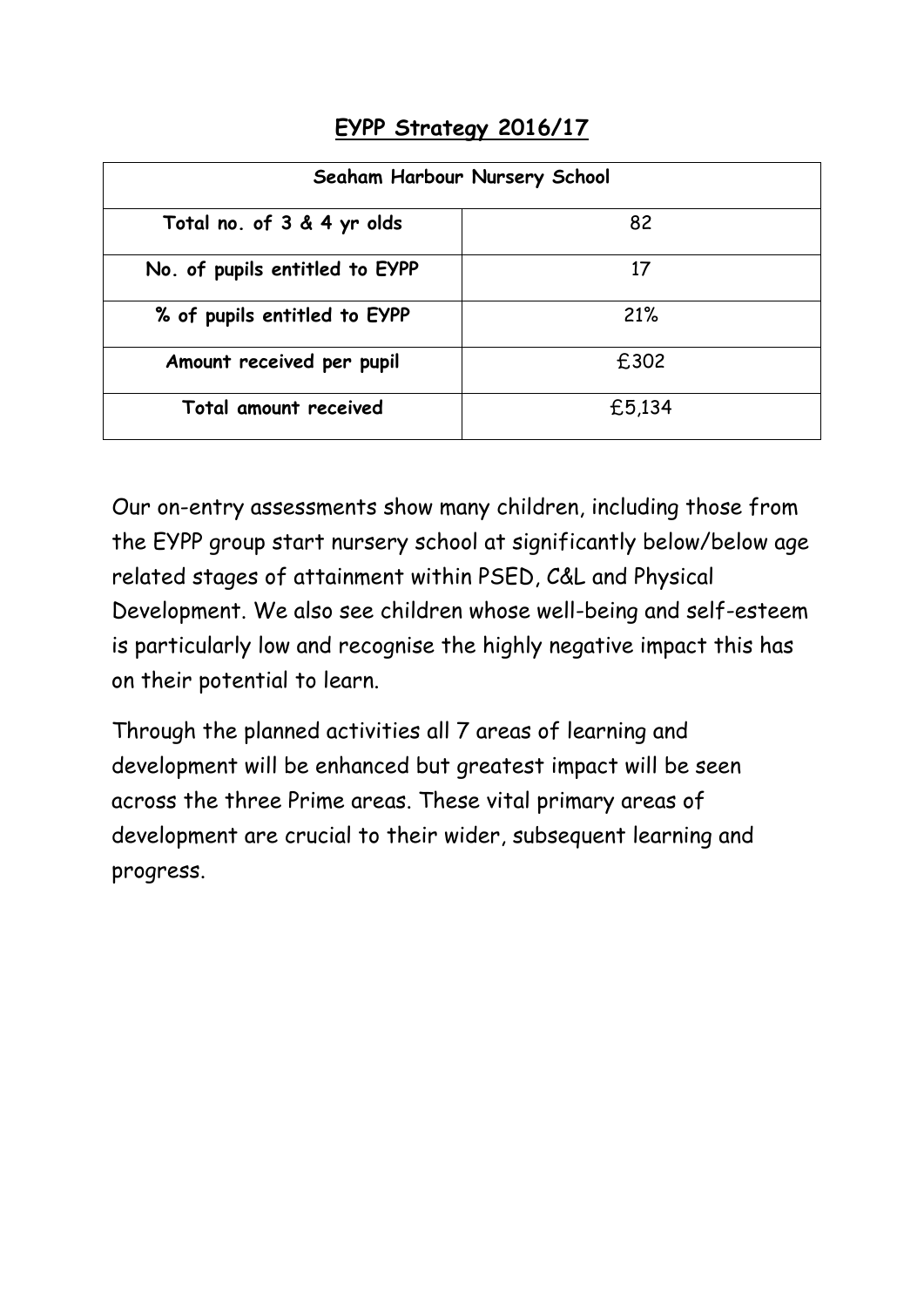# <u>EYPP Strategy 2016/17</u>

| Seaham Harbour Nursery School | |
|---|---|
| **Total no. of 3 & 4 yr olds** | 82 |
| **No. of pupils entitled to EYPP** | 17 |
| **% of pupils entitled to EYPP** | 21% |
| **Amount received per pupil** | £302 |
| **Total amount received** | £5,134 |

Our on-entry assessments show many children, including those from the EYPP group start nursery school at significantly below/below age related stages of attainment within PSED, C&L and Physical Development. We also see children whose well-being and self-esteem is particularly low and recognise the highly negative impact this has on their potential to learn.

Through the planned activities all 7 areas of learning and development will be enhanced but greatest impact will be seen across the three Prime areas. These vital primary areas of development are crucial to their wider, subsequent learning and progress.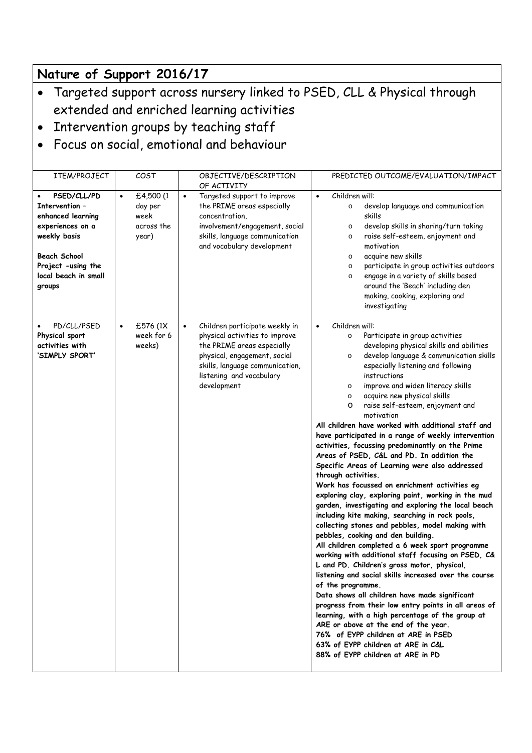## Nature of Support 2016/17

- Targeted support across nursery linked to PSED, CLL & Physical through extended and enriched learning activities
- Intervention groups by teaching staff
- Focus on social, emotional and behaviour

| ITEM/PROJECT | COST | OBJECTIVE/DESCRIPTION OF ACTIVITY | PREDICTED OUTCOME/EVALUATION/IMPACT |
|---|---|---|---|
| • **PSED/CLL/PD Intervention – enhanced learning experiences on a weekly basis**<br><br>**Beach School Project –using the local beach in small groups** | • £4,500 (1 day per week across the year) | • Targeted support to improve the PRIME areas especially concentration, involvement/engagement, social skills, language communication and vocabulary development | • Children will:<br>o develop language and communication skills<br>o develop skills in sharing/turn taking<br>o raise self-esteem, enjoyment and motivation<br>o acquire new skills<br>o participate in group activities outdoors<br>o engage in a variety of skills based around the 'Beach' including den making, cooking, exploring and investigating |
| • PD/CLL/PSED **Physical sport activities with 'SIMPLY SPORT'** | • £576 (1X week for 6 weeks) | • Children participate weekly in physical activities to improve the PRIME areas especially physical, engagement, social skills, language communication, listening and vocabulary development | • Children will:<br>o Participate in group activities developing physical skills and abilities<br>o develop language & communication skills especially listening and following instructions<br>o improve and widen literacy skills<br>o acquire new physical skills<br>o raise self-esteem, enjoyment and motivation<br>**All children have worked with additional staff and have participated in a range of weekly intervention activities, focussing predominantly on the Prime Areas of PSED, C&L and PD. In addition the Specific Areas of Learning were also addressed through activities.**<br>**Work has focussed on enrichment activities eg exploring clay, exploring paint, working in the mud garden, investigating and exploring the local beach including kite making, searching in rock pools, collecting stones and pebbles, model making with pebbles, cooking and den building.**<br>**All children completed a 6 week sport programme working with additional staff focusing on PSED, C& L and PD. Children's gross motor, physical, listening and social skills increased over the course of the programme.**<br>**Data shows all children have made significant progress from their low entry points in all areas of learning, with a high percentage of the group at ARE or above at the end of the year.**<br>**76% of EYPP children at ARE in PSED**<br>**63% of EYPP children at ARE in C&L**<br>**88% of EYPP children at ARE in PD** |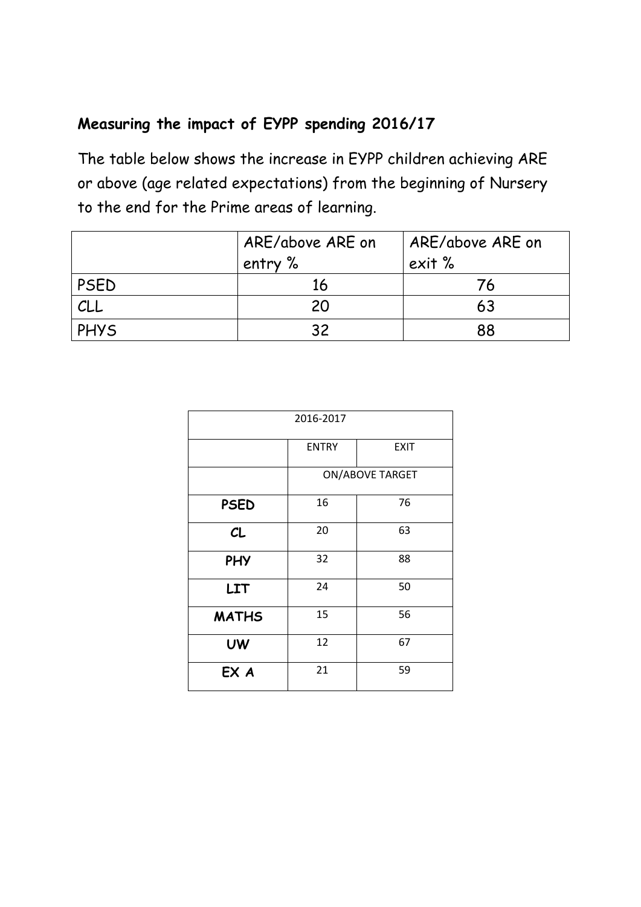**Measuring the impact of EYPP spending 2016/17**

The table below shows the increase in EYPP children achieving ARE or above (age related expectations) from the beginning of Nursery to the end for the Prime areas of learning.

| | ARE/above ARE on entry % | ARE/above ARE on exit % |
|---|---|---|
| PSED | 16 | 76 |
| CLL | 20 | 63 |
| PHYS | 32 | 88 |

| 2016-2017 | | |
|---|---|---|
| | ENTRY | EXIT |
| | ON/ABOVE TARGET | |
| **PSED** | 16 | 76 |
| **CL** | 20 | 63 |
| **PHY** | 32 | 88 |
| **LIT** | 24 | 50 |
| **MATHS** | 15 | 56 |
| **UW** | 12 | 67 |
| **EX A** | 21 | 59 |